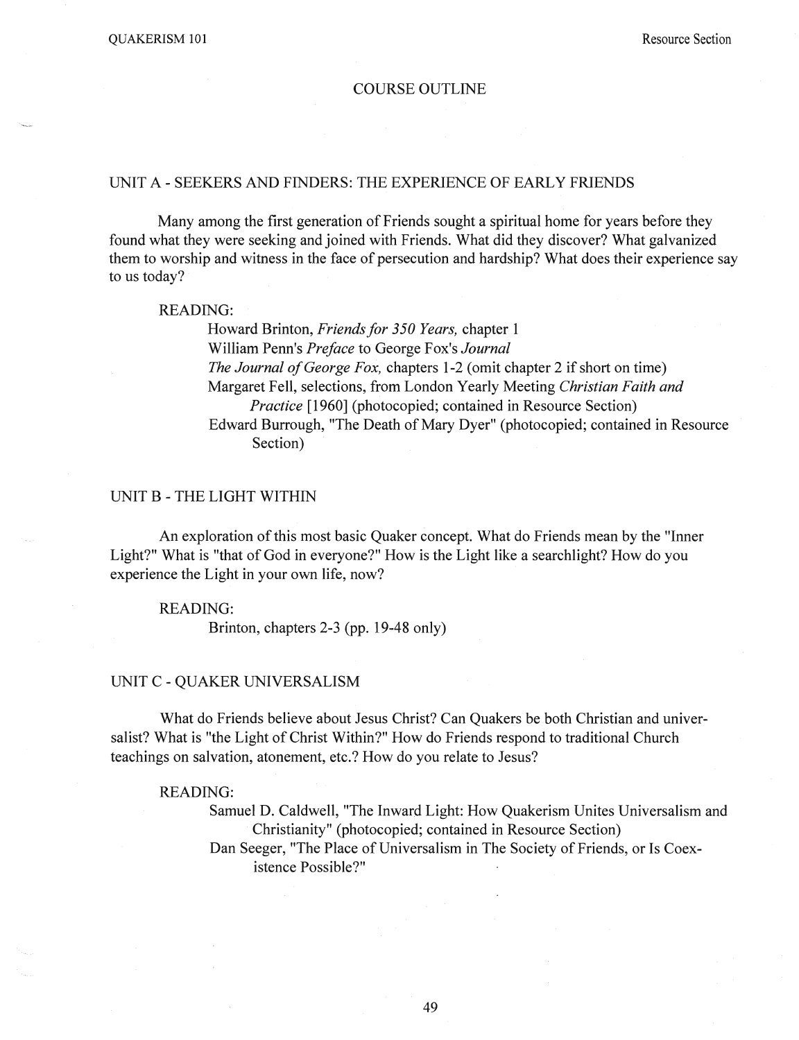# COURSE OUTLINE

## UNIT A - SEEKERS AND FINDERS: THE EXPERIENCE OF EARLY FRIENDS

Many among the first generation of Friends sought a spiritual home for years before they found what they were seeking and joined with Friends. What did they discover? What galvanized them to worship and witness in the face of persecution and hardship? What does their experience say to us today?

READING:

- Howard Brinton, *Friends for 350 Years,* chapter 1
- William Penn's *Preface* to George Fox's *Journal*
- *The Journal of George Fox,* chapters 1-2 (omit chapter 2 if short on time)
- Margaret Fell, selections, from London Yearly Meeting *Christian Faith and Practice* [1960] (photocopied; contained in Resource Section)
- Edward Burrough, "The Death of Mary Dyer" (photocopied; contained in Resource Section)

## UNIT B - THE LIGHT WITHIN

An exploration of this most basic Quaker concept. What do Friends mean by the "Inner Light?" What is "that of God in everyone?" How is the Light like a searchlight? How do you experience the Light in your own life, now?

READING:

- Brinton, chapters 2-3 (pp. 19-48 only)

## UNIT C - QUAKER UNIVERSALISM

What do Friends believe about Jesus Christ? Can Quakers be both Christian and universalist? What is "the Light of Christ Within?" How do Friends respond to traditional Church teachings on salvation, atonement, etc.? How do you relate to Jesus?

READING:

- Samuel D. Caldwell, "The Inward Light: How Quakerism Unites Universalism and Christianity" (photocopied; contained in Resource Section)
- Dan Seeger, "The Place of Universalism in The Society of Friends, or Is Coexistence Possible?"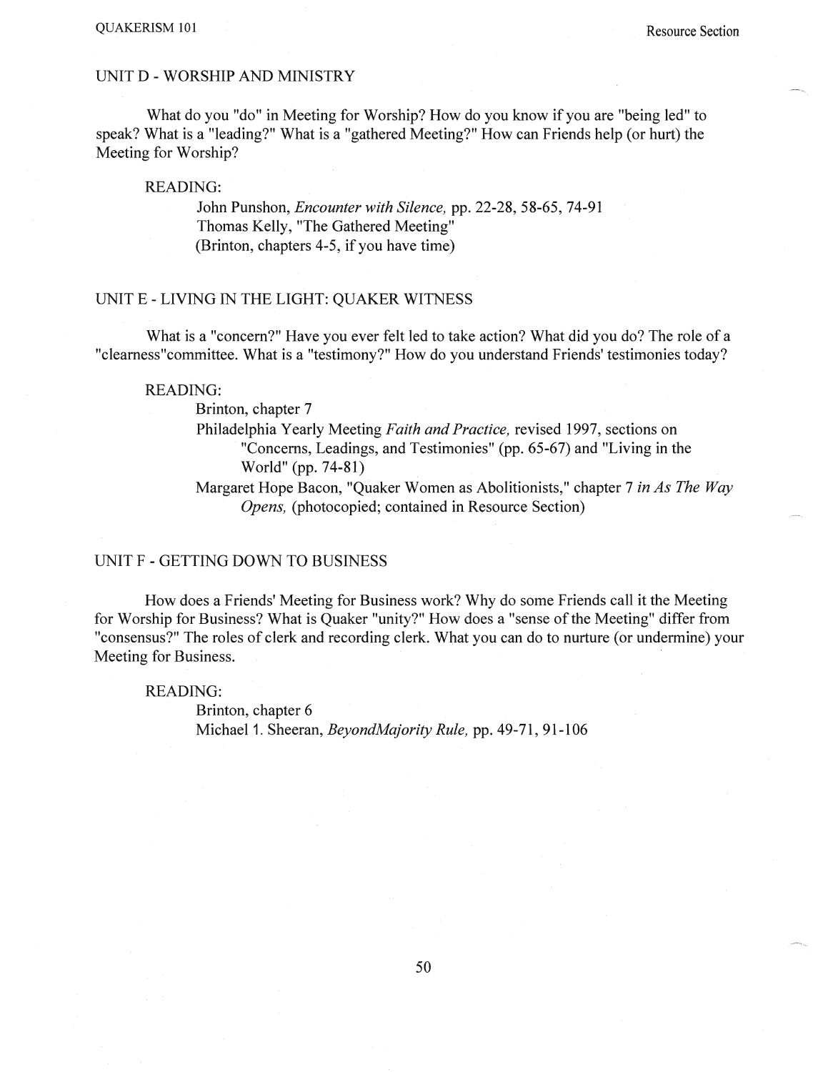## UNIT D - WORSHIP AND MINISTRY

What do you "do" in Meeting for Worship? How do you know if you are "being led" to speak? What is a "leading?" What is a "gathered Meeting?" How can Friends help (or hurt) the Meeting for Worship?

READING:

John Punshon, *Encounter with Silence,* pp. 22-28, 58-65, 74-91  
Thomas Kelly, "The Gathered Meeting"  
(Brinton, chapters 4-5, if you have time)

## UNIT E - LIVING IN THE LIGHT: QUAKER WITNESS

What is a "concern?" Have you ever felt led to take action? What did you do? The role of a "clearness"committee. What is a "testimony?" How do you understand Friends' testimonies today?

READING:

Brinton, chapter 7  
Philadelphia Yearly Meeting *Faith and Practice,* revised 1997, sections on "Concerns, Leadings, and Testimonies" (pp. 65-67) and "Living in the World" (pp. 74-81)  
Margaret Hope Bacon, "Quaker Women as Abolitionists," chapter 7 *in As The Way Opens,* (photocopied; contained in Resource Section)

## UNIT F - GETTING DOWN TO BUSINESS

How does a Friends' Meeting for Business work? Why do some Friends call it the Meeting for Worship for Business? What is Quaker "unity?" How does a "sense of the Meeting" differ from "consensus?" The roles of clerk and recording clerk. What you can do to nurture (or undermine) your Meeting for Business.

READING:

Brinton, chapter 6  
Michael 1. Sheeran, *BeyondMajority Rule,* pp. 49-71, 91-106